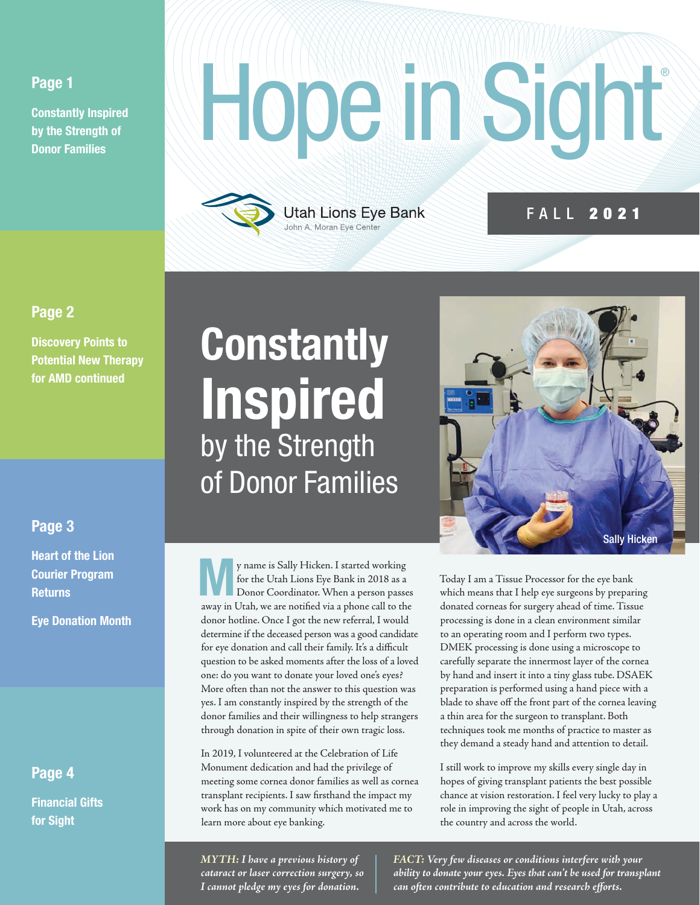**Page 1**

**Constantly Inspired by the Strength of Donor Families**

**Page 2**

**Discovery Points to Potential New Therapy for AMD continued**

**Page 3**

**Heart of the Lion Courier Program Returns**

**Eye Donation Month**

**Page 4**

**Financial Gifts for Sight**

# Hope in Sight®

Utah Lions Eye Bank
John A. Moran Eye Center

FALL **2021**

# Constantly Inspired by the Strength of Donor Families

Sally Hicken

My name is Sally Hicken. I started working for the Utah Lions Eye Bank in 2018 as a Donor Coordinator. When a person passes away in Utah, we are notified via a phone call to the donor hotline. Once I got the new referral, I would determine if the deceased person was a good candidate for eye donation and call their family. It's a difficult question to be asked moments after the loss of a loved one: do you want to donate your loved one's eyes? More often than not the answer to this question was yes. I am constantly inspired by the strength of the donor families and their willingness to help strangers through donation in spite of their own tragic loss.

In 2019, I volunteered at the Celebration of Life Monument dedication and had the privilege of meeting some cornea donor families as well as cornea transplant recipients. I saw firsthand the impact my work has on my community which motivated me to learn more about eye banking.

Today I am a Tissue Processor for the eye bank which means that I help eye surgeons by preparing donated corneas for surgery ahead of time. Tissue processing is done in a clean environment similar to an operating room and I perform two types. DMEK processing is done using a microscope to carefully separate the innermost layer of the cornea by hand and insert it into a tiny glass tube. DSAEK preparation is performed using a hand piece with a blade to shave off the front part of the cornea leaving a thin area for the surgeon to transplant. Both techniques took me months of practice to master as they demand a steady hand and attention to detail.

I still work to improve my skills every single day in hopes of giving transplant patients the best possible chance at vision restoration. I feel very lucky to play a role in improving the sight of people in Utah, across the country and across the world.

*MYTH: I have a previous history of cataract or laser correction surgery, so I cannot pledge my eyes for donation.*

*FACT: Very few diseases or conditions interfere with your ability to donate your eyes. Eyes that can't be used for transplant can often contribute to education and research efforts.*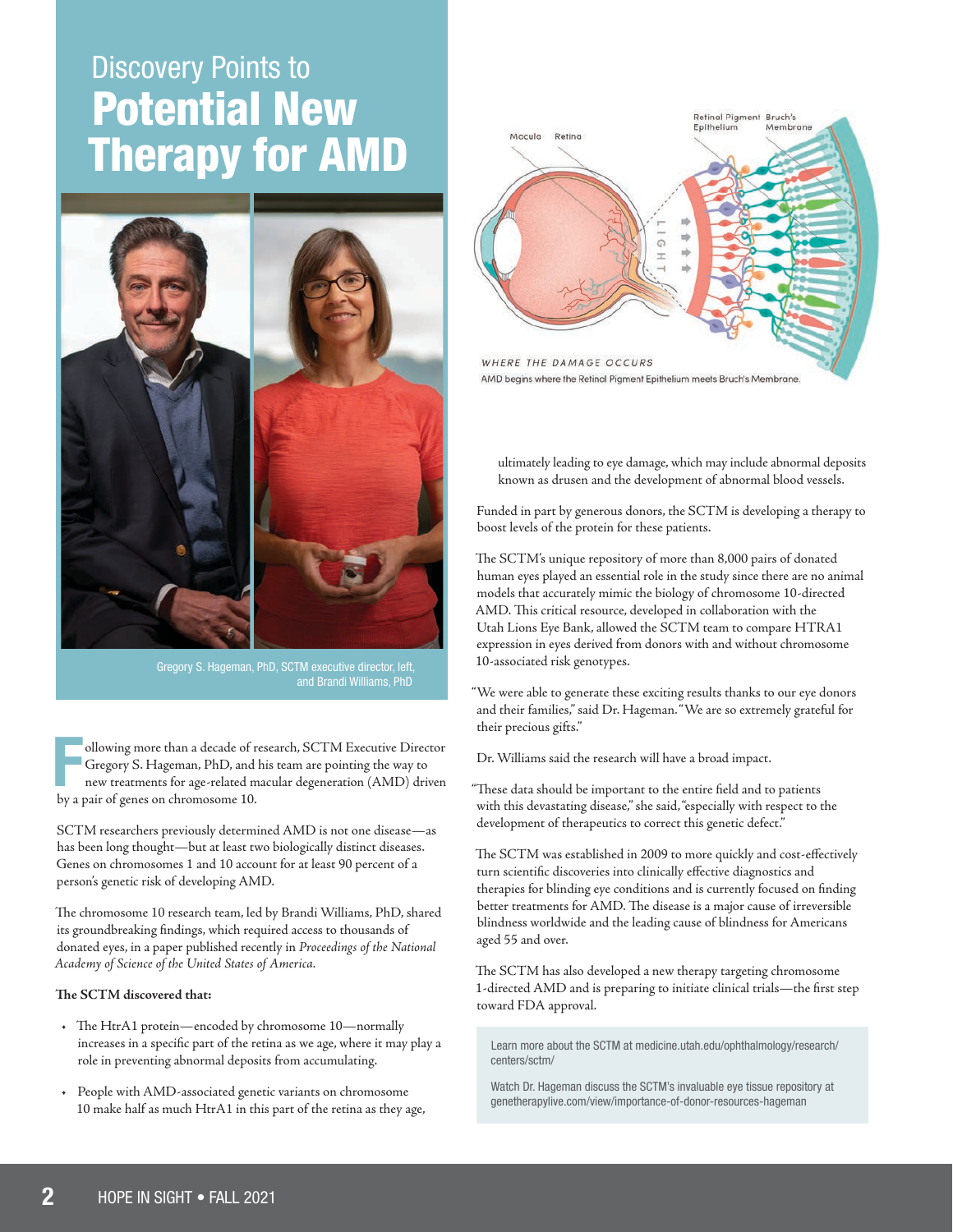# Discovery Points to **Potential New Therapy for AMD**

Gregory S. Hageman, PhD, SCTM executive director, left, and Brandi Williams, PhD

Following more than a decade of research, SCTM Executive Director Gregory S. Hageman, PhD, and his team are pointing the way to new treatments for age-related macular degeneration (AMD) driven by a pair of genes on chromosome 10.

SCTM researchers previously determined AMD is not one disease—as has been long thought—but at least two biologically distinct diseases. Genes on chromosomes 1 and 10 account for at least 90 percent of a person's genetic risk of developing AMD.

The chromosome 10 research team, led by Brandi Williams, PhD, shared its groundbreaking findings, which required access to thousands of donated eyes, in a paper published recently in *Proceedings of the National Academy of Science of the United States of America*.

**The SCTM discovered that:**

- The HtrA1 protein—encoded by chromosome 10—normally increases in a specific part of the retina as we age, where it may play a role in preventing abnormal deposits from accumulating.
- People with AMD-associated genetic variants on chromosome 10 make half as much HtrA1 in this part of the retina as they age, ultimately leading to eye damage, which may include abnormal deposits known as drusen and the development of abnormal blood vessels.

Macula Retina Retinal Pigment Epithelium Bruch's Membrane LIGHT

WHERE THE DAMAGE OCCURS

AMD begins where the Retinal Pigment Epithelium meets Bruch's Membrane.

Funded in part by generous donors, the SCTM is developing a therapy to boost levels of the protein for these patients.

The SCTM's unique repository of more than 8,000 pairs of donated human eyes played an essential role in the study since there are no animal models that accurately mimic the biology of chromosome 10-directed AMD. This critical resource, developed in collaboration with the Utah Lions Eye Bank, allowed the SCTM team to compare HTRA1 expression in eyes derived from donors with and without chromosome 10-associated risk genotypes.

"We were able to generate these exciting results thanks to our eye donors and their families," said Dr. Hageman. "We are so extremely grateful for their precious gifts."

Dr. Williams said the research will have a broad impact.

"These data should be important to the entire field and to patients with this devastating disease," she said, "especially with respect to the development of therapeutics to correct this genetic defect."

The SCTM was established in 2009 to more quickly and cost-effectively turn scientific discoveries into clinically effective diagnostics and therapies for blinding eye conditions and is currently focused on finding better treatments for AMD. The disease is a major cause of irreversible blindness worldwide and the leading cause of blindness for Americans aged 55 and over.

The SCTM has also developed a new therapy targeting chromosome 1-directed AMD and is preparing to initiate clinical trials—the first step toward FDA approval.

Learn more about the SCTM at medicine.utah.edu/ophthalmology/research/centers/sctm/

Watch Dr. Hageman discuss the SCTM's invaluable eye tissue repository at genetherapylive.com/view/importance-of-donor-resources-hageman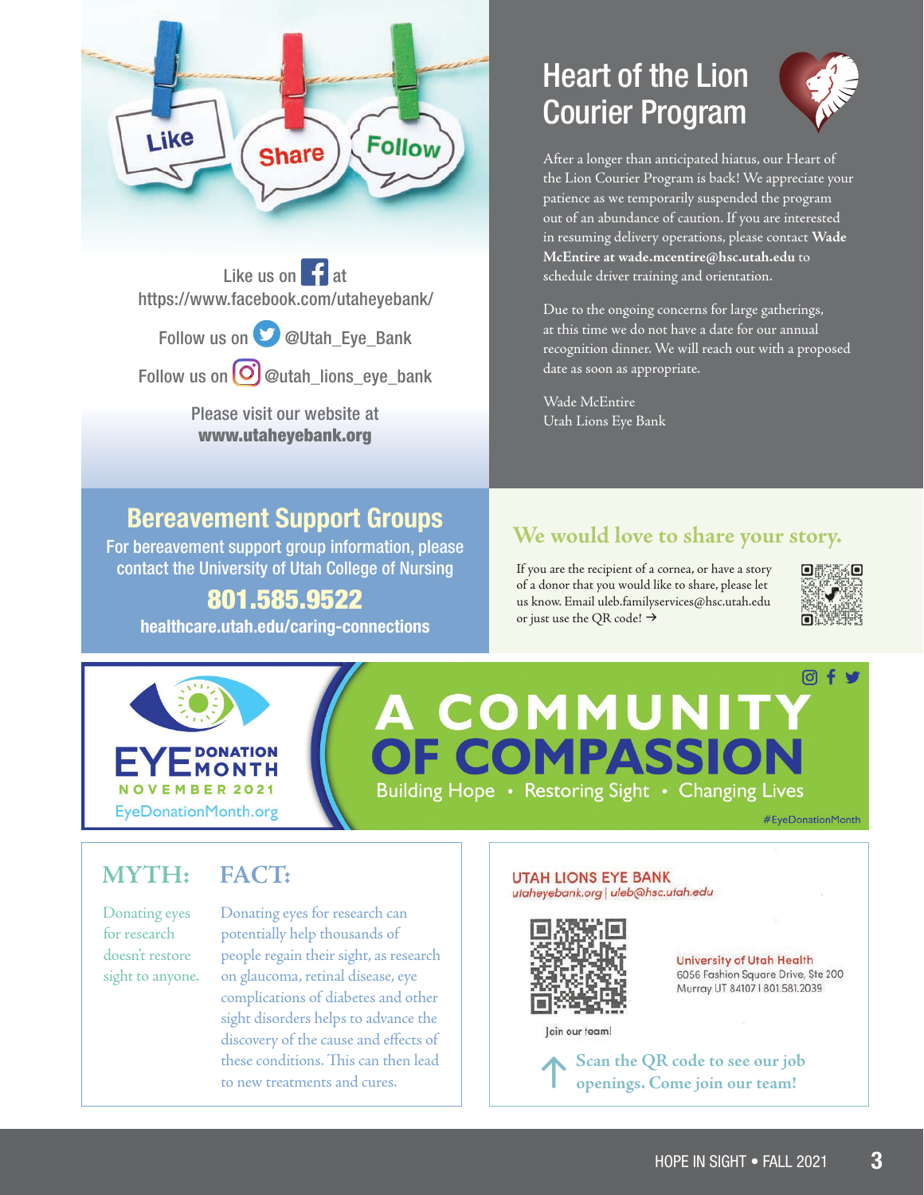Like us on Facebook at https://www.facebook.com/utaheyebank/

Follow us on Twitter @Utah_Eye_Bank

Follow us on Instagram @utah_lions_eye_bank

Please visit our website at
**www.utaheyebank.org**

## Heart of the Lion Courier Program

After a longer than anticipated hiatus, our Heart of the Lion Courier Program is back! We appreciate your patience as we temporarily suspended the program out of an abundance of caution. If you are interested in resuming delivery operations, please contact **Wade McEntire at wade.mcentire@hsc.utah.edu** to schedule driver training and orientation.

Due to the ongoing concerns for large gatherings, at this time we do not have a date for our annual recognition dinner. We will reach out with a proposed date as soon as appropriate.

Wade McEntire
Utah Lions Eye Bank

## Bereavement Support Groups

For bereavement support group information, please contact the University of Utah College of Nursing

**801.585.9522**

**healthcare.utah.edu/caring-connections**

## We would love to share your story.

If you are the recipient of a cornea, or have a story of a donor that you would like to share, please let us know. Email uleb.familyservices@hsc.utah.edu or just use the QR code! →

## EYE DONATION MONTH
NOVEMBER 2021
EyeDonationMonth.org

# A COMMUNITY OF COMPASSION

Building Hope • Restoring Sight • Changing Lives

#EyeDonationMonth

## MYTH:

Donating eyes for research doesn't restore sight to anyone.

## FACT:

Donating eyes for research can potentially help thousands of people regain their sight, as research on glaucoma, retinal disease, eye complications of diabetes and other sight disorders helps to advance the discovery of the cause and effects of these conditions. This can then lead to new treatments and cures.

UTAH LIONS EYE BANK
*utaheyebank.org | uleb@hsc.utah.edu*

Join our team!

University of Utah Health
6056 Fashion Square Drive, Ste 200
Murray UT 84107 I 801.581.2039

**Scan the QR code to see our job openings. Come join our team!**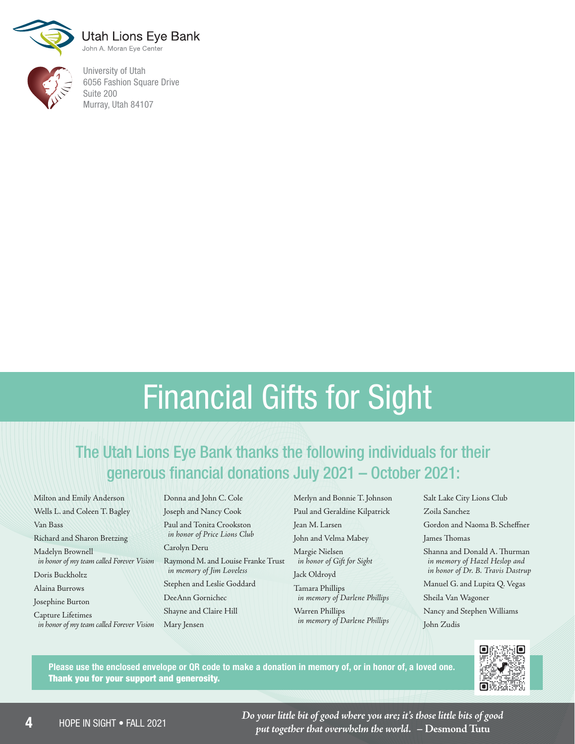Utah Lions Eye Bank
John A. Moran Eye Center

University of Utah
6056 Fashion Square Drive
Suite 200
Murray, Utah 84107

# Financial Gifts for Sight

## The Utah Lions Eye Bank thanks the following individuals for their generous financial donations July 2021 – October 2021:

Milton and Emily Anderson

Wells L. and Coleen T. Bagley

Van Bass

Richard and Sharon Bretzing

Madelyn Brownell
*in honor of my team called Forever Vision*

Doris Buckholtz

Alaina Burrows

Josephine Burton

Capture Lifetimes
*in honor of my team called Forever Vision*

Donna and John C. Cole

Joseph and Nancy Cook

Paul and Tonita Crookston
*in honor of Price Lions Club*

Carolyn Deru

Raymond M. and Louise Franke Trust
*in memory of Jim Loveless*

Stephen and Leslie Goddard

DeeAnn Gornichec

Shayne and Claire Hill

Mary Jensen

Merlyn and Bonnie T. Johnson

Paul and Geraldine Kilpatrick

Jean M. Larsen

John and Velma Mabey

Margie Nielsen
*in honor of Gift for Sight*

Jack Oldroyd

Tamara Phillips
*in memory of Darlene Phillips*

Warren Phillips
*in memory of Darlene Phillips*

Salt Lake City Lions Club

Zoila Sanchez

Gordon and Naoma B. Scheffner

James Thomas

Shanna and Donald A. Thurman
*in memory of Hazel Heslop and in honor of Dr. B. Travis Dastrup*

Manuel G. and Lupita Q. Vegas

Sheila Van Wagoner

Nancy and Stephen Williams

John Zudis

**Please use the enclosed envelope or QR code to make a donation in memory of, or in honor of, a loved one. Thank you for your support and generosity.**

*Do your little bit of good where you are; it's those little bits of good put together that overwhelm the world.* **– Desmond Tutu**